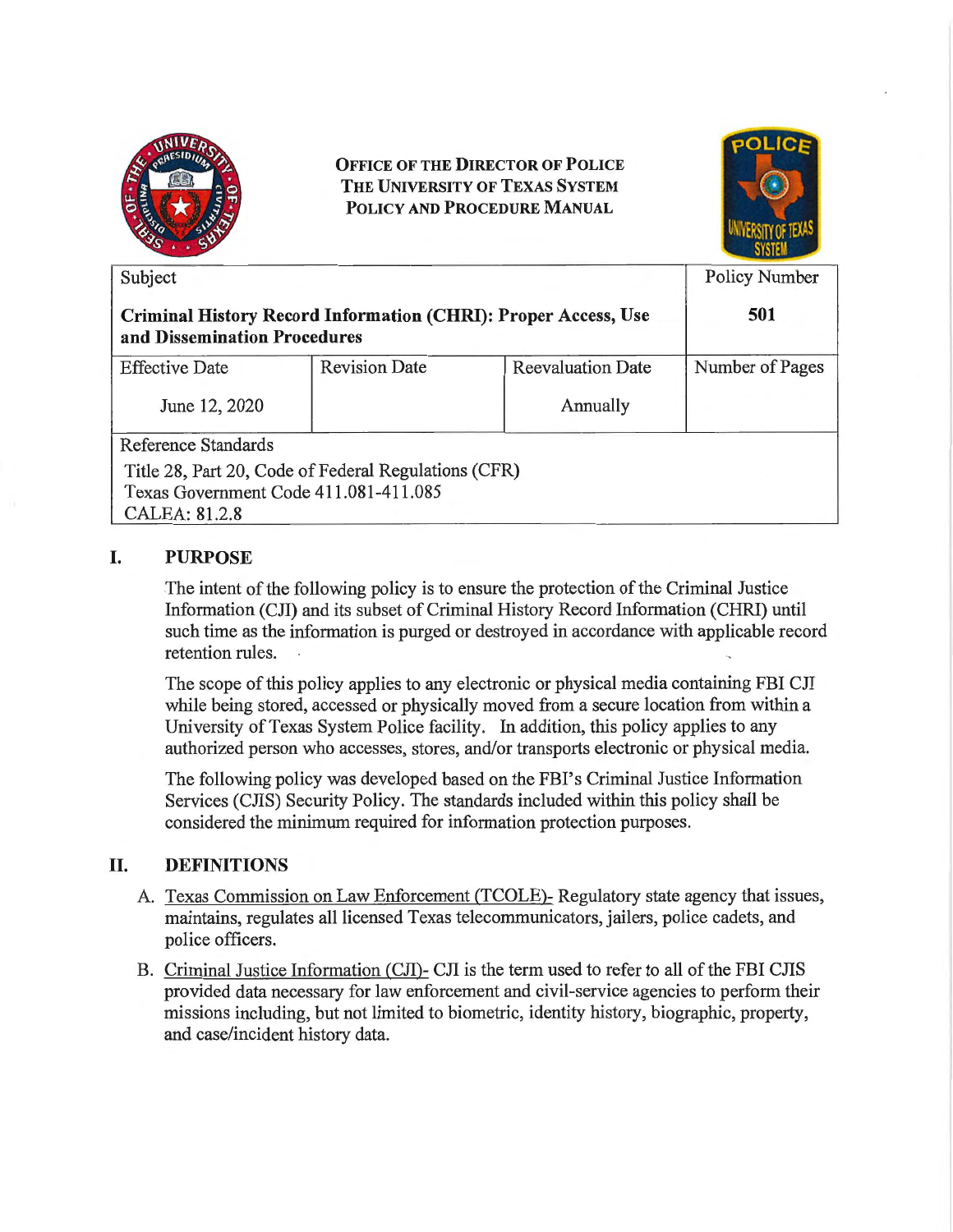**OFFICE OF THE DIRECTOR OF POLICE**
**THE UNIVERSITY OF TEXAS SYSTEM**
**POLICY AND PROCEDURE MANUAL**

| Subject | | | Policy Number |
|---|---|---|---|
| **Criminal History Record Information (CHRI): Proper Access, Use and Dissemination Procedures** | | | **501** |
| Effective Date | Revision Date | Reevaluation Date | Number of Pages |
| June 12, 2020 | | Annually | |
| Reference Standards<br>Title 28, Part 20, Code of Federal Regulations (CFR)<br>Texas Government Code 411.081-411.085<br>CALEA: 81.2.8 | | | |

## I. PURPOSE

The intent of the following policy is to ensure the protection of the Criminal Justice Information (CJI) and its subset of Criminal History Record Information (CHRI) until such time as the information is purged or destroyed in accordance with applicable record retention rules.

The scope of this policy applies to any electronic or physical media containing FBI CJI while being stored, accessed or physically moved from a secure location from within a University of Texas System Police facility. In addition, this policy applies to any authorized person who accesses, stores, and/or transports electronic or physical media.

The following policy was developed based on the FBI's Criminal Justice Information Services (CJIS) Security Policy. The standards included within this policy shall be considered the minimum required for information protection purposes.

## II. DEFINITIONS

A. Texas Commission on Law Enforcement (TCOLE)- Regulatory state agency that issues, maintains, regulates all licensed Texas telecommunicators, jailers, police cadets, and police officers.

B. Criminal Justice Information (CJI)- CJI is the term used to refer to all of the FBI CJIS provided data necessary for law enforcement and civil-service agencies to perform their missions including, but not limited to biometric, identity history, biographic, property, and case/incident history data.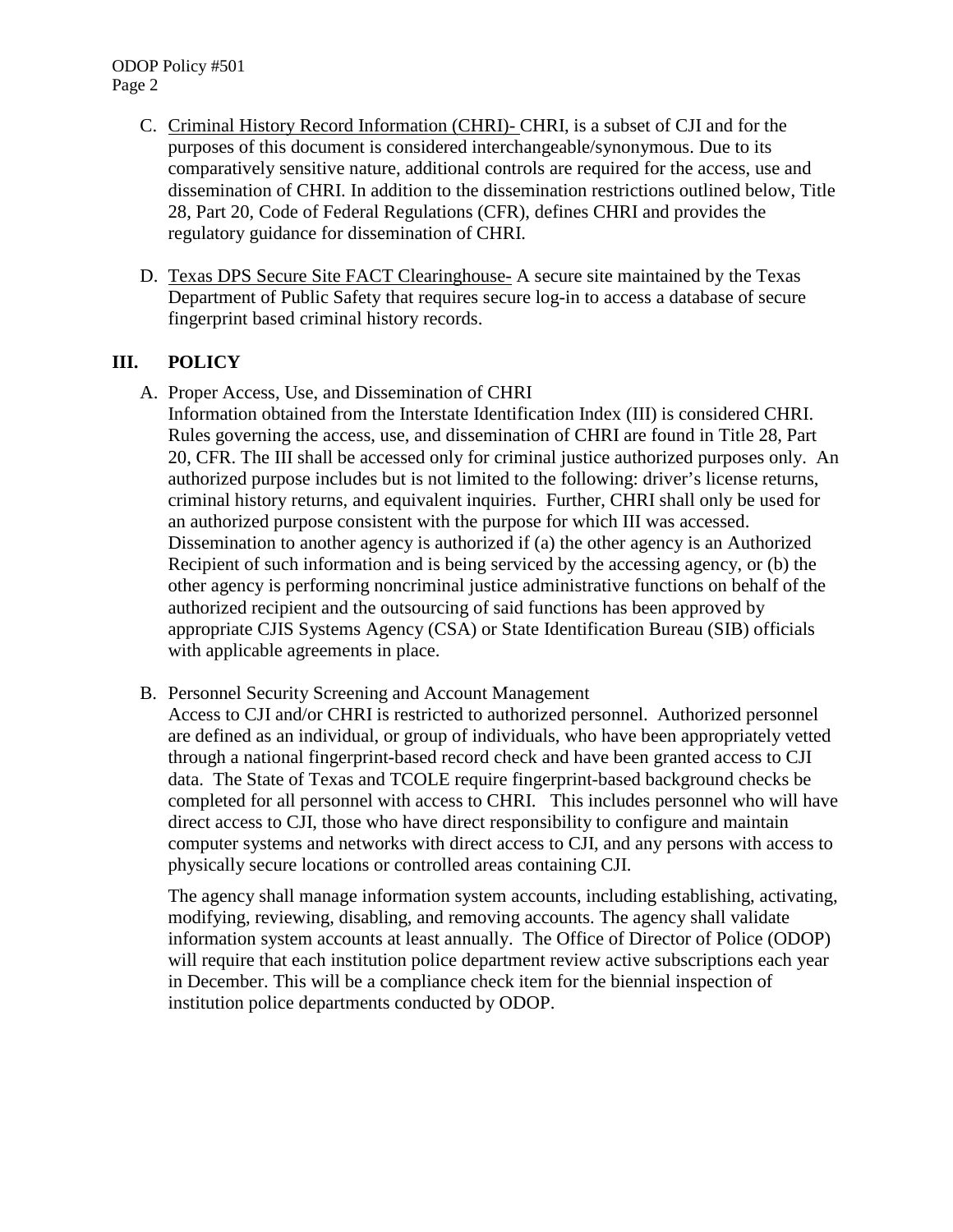C. <u>Criminal History Record Information (CHRI)-</u> CHRI, is a subset of CJI and for the purposes of this document is considered interchangeable/synonymous. Due to its comparatively sensitive nature, additional controls are required for the access, use and dissemination of CHRI. In addition to the dissemination restrictions outlined below, Title 28, Part 20, Code of Federal Regulations (CFR), defines CHRI and provides the regulatory guidance for dissemination of CHRI.

D. <u>Texas DPS Secure Site FACT Clearinghouse-</u> A secure site maintained by the Texas Department of Public Safety that requires secure log-in to access a database of secure fingerprint based criminal history records.

## III. POLICY

A. Proper Access, Use, and Dissemination of CHRI

Information obtained from the Interstate Identification Index (III) is considered CHRI. Rules governing the access, use, and dissemination of CHRI are found in Title 28, Part 20, CFR. The III shall be accessed only for criminal justice authorized purposes only. An authorized purpose includes but is not limited to the following: driver's license returns, criminal history returns, and equivalent inquiries. Further, CHRI shall only be used for an authorized purpose consistent with the purpose for which III was accessed. Dissemination to another agency is authorized if (a) the other agency is an Authorized Recipient of such information and is being serviced by the accessing agency, or (b) the other agency is performing noncriminal justice administrative functions on behalf of the authorized recipient and the outsourcing of said functions has been approved by appropriate CJIS Systems Agency (CSA) or State Identification Bureau (SIB) officials with applicable agreements in place.

B. Personnel Security Screening and Account Management

Access to CJI and/or CHRI is restricted to authorized personnel. Authorized personnel are defined as an individual, or group of individuals, who have been appropriately vetted through a national fingerprint-based record check and have been granted access to CJI data. The State of Texas and TCOLE require fingerprint-based background checks be completed for all personnel with access to CHRI. This includes personnel who will have direct access to CJI, those who have direct responsibility to configure and maintain computer systems and networks with direct access to CJI, and any persons with access to physically secure locations or controlled areas containing CJI.

The agency shall manage information system accounts, including establishing, activating, modifying, reviewing, disabling, and removing accounts. The agency shall validate information system accounts at least annually. The Office of Director of Police (ODOP) will require that each institution police department review active subscriptions each year in December. This will be a compliance check item for the biennial inspection of institution police departments conducted by ODOP.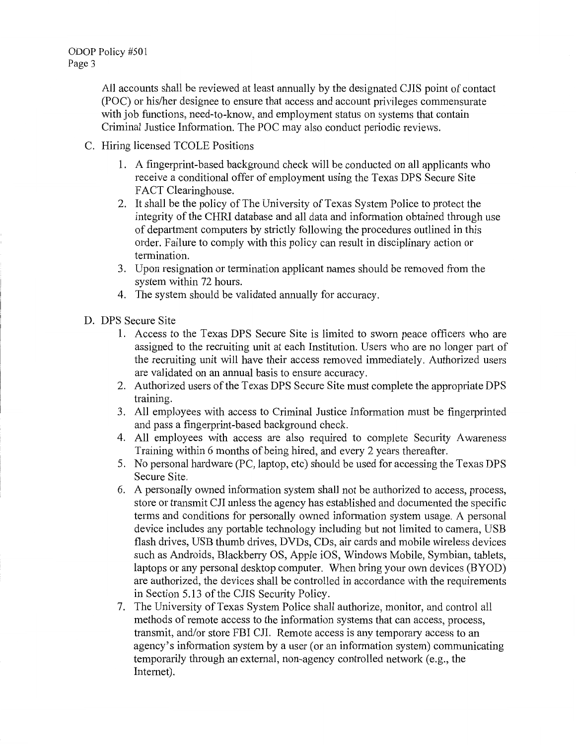All accounts shall be reviewed at least annually by the designated CJIS point of contact (POC) or his/her designee to ensure that access and account privileges commensurate with job functions, need-to-know, and employment status on systems that contain Criminal Justice Information. The POC may also conduct periodic reviews.

C. Hiring licensed TCOLE Positions

1. A fingerprint-based background check will be conducted on all applicants who receive a conditional offer of employment using the Texas DPS Secure Site FACT Clearinghouse.
2. It shall be the policy of The University of Texas System Police to protect the integrity of the CHRI database and all data and information obtained through use of department computers by strictly following the procedures outlined in this order. Failure to comply with this policy can result in disciplinary action or termination.
3. Upon resignation or termination applicant names should be removed from the system within 72 hours.
4. The system should be validated annually for accuracy.

D. DPS Secure Site

1. Access to the Texas DPS Secure Site is limited to sworn peace officers who are assigned to the recruiting unit at each Institution. Users who are no longer part of the recruiting unit will have their access removed immediately. Authorized users are validated on an annual basis to ensure accuracy.
2. Authorized users of the Texas DPS Secure Site must complete the appropriate DPS training.
3. All employees with access to Criminal Justice Information must be fingerprinted and pass a fingerprint-based background check.
4. All employees with access are also required to complete Security Awareness Training within 6 months of being hired, and every 2 years thereafter.
5. No personal hardware (PC, laptop, etc) should be used for accessing the Texas DPS Secure Site.
6. A personally owned information system shall not be authorized to access, process, store or transmit CJI unless the agency has established and documented the specific terms and conditions for personally owned information system usage. A personal device includes any portable technology including but not limited to camera, USB flash drives, USB thumb drives, DVDs, CDs, air cards and mobile wireless devices such as Androids, Blackberry OS, Apple iOS, Windows Mobile, Symbian, tablets, laptops or any personal desktop computer. When bring your own devices (BYOD) are authorized, the devices shall be controlled in accordance with the requirements in Section 5.13 of the CJIS Security Policy.
7. The University of Texas System Police shall authorize, monitor, and control all methods of remote access to the information systems that can access, process, transmit, and/or store FBI CJI. Remote access is any temporary access to an agency's information system by a user (or an information system) communicating temporarily through an external, non-agency controlled network (e.g., the Internet).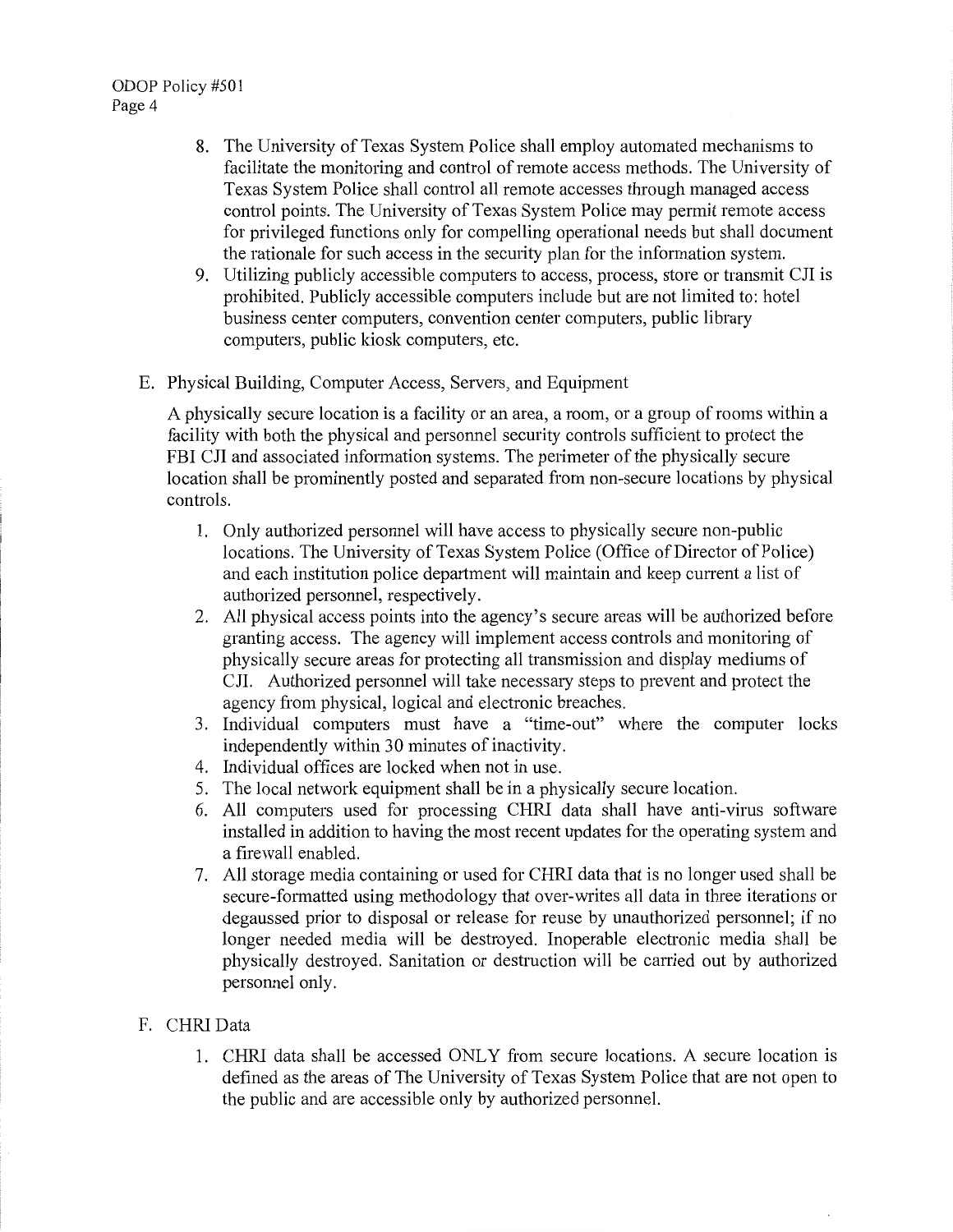8. The University of Texas System Police shall employ automated mechanisms to facilitate the monitoring and control of remote access methods. The University of Texas System Police shall control all remote accesses through managed access control points. The University of Texas System Police may permit remote access for privileged functions only for compelling operational needs but shall document the rationale for such access in the security plan for the information system.
9. Utilizing publicly accessible computers to access, process, store or transmit CJI is prohibited. Publicly accessible computers include but are not limited to: hotel business center computers, convention center computers, public library computers, public kiosk computers, etc.

E. Physical Building, Computer Access, Servers, and Equipment

A physically secure location is a facility or an area, a room, or a group of rooms within a facility with both the physical and personnel security controls sufficient to protect the FBI CJI and associated information systems. The perimeter of the physically secure location shall be prominently posted and separated from non-secure locations by physical controls.

1. Only authorized personnel will have access to physically secure non-public locations. The University of Texas System Police (Office of Director of Police) and each institution police department will maintain and keep current a list of authorized personnel, respectively.
2. All physical access points into the agency's secure areas will be authorized before granting access. The agency will implement access controls and monitoring of physically secure areas for protecting all transmission and display mediums of CJI. Authorized personnel will take necessary steps to prevent and protect the agency from physical, logical and electronic breaches.
3. Individual computers must have a "time-out" where the computer locks independently within 30 minutes of inactivity.
4. Individual offices are locked when not in use.
5. The local network equipment shall be in a physically secure location.
6. All computers used for processing CHRI data shall have anti-virus software installed in addition to having the most recent updates for the operating system and a firewall enabled.
7. All storage media containing or used for CHRI data that is no longer used shall be secure-formatted using methodology that over-writes all data in three iterations or degaussed prior to disposal or release for reuse by unauthorized personnel; if no longer needed media will be destroyed. Inoperable electronic media shall be physically destroyed. Sanitation or destruction will be carried out by authorized personnel only.

F. CHRI Data

1. CHRI data shall be accessed ONLY from secure locations. A secure location is defined as the areas of The University of Texas System Police that are not open to the public and are accessible only by authorized personnel.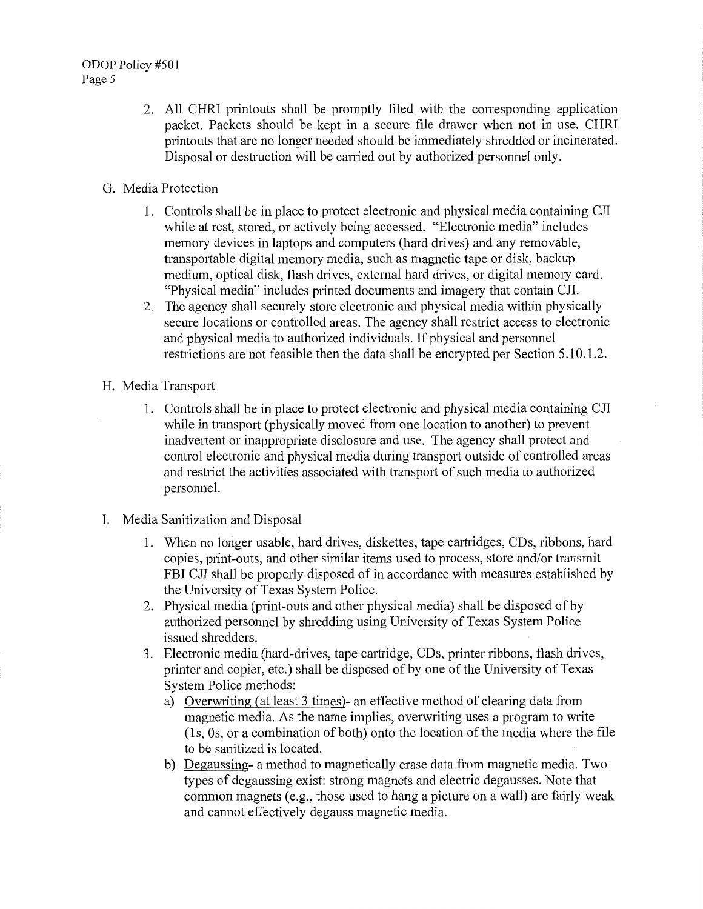2. All CHRI printouts shall be promptly filed with the corresponding application packet. Packets should be kept in a secure file drawer when not in use. CHRI printouts that are no longer needed should be immediately shredded or incinerated. Disposal or destruction will be carried out by authorized personnel only.

G. Media Protection

1. Controls shall be in place to protect electronic and physical media containing CJI while at rest, stored, or actively being accessed. "Electronic media" includes memory devices in laptops and computers (hard drives) and any removable, transportable digital memory media, such as magnetic tape or disk, backup medium, optical disk, flash drives, external hard drives, or digital memory card. "Physical media" includes printed documents and imagery that contain CJI.
2. The agency shall securely store electronic and physical media within physically secure locations or controlled areas. The agency shall restrict access to electronic and physical media to authorized individuals. If physical and personnel restrictions are not feasible then the data shall be encrypted per Section 5.10.1.2.

H. Media Transport

1. Controls shall be in place to protect electronic and physical media containing CJI while in transport (physically moved from one location to another) to prevent inadvertent or inappropriate disclosure and use. The agency shall protect and control electronic and physical media during transport outside of controlled areas and restrict the activities associated with transport of such media to authorized personnel.

I. Media Sanitization and Disposal

1. When no longer usable, hard drives, diskettes, tape cartridges, CDs, ribbons, hard copies, print-outs, and other similar items used to process, store and/or transmit FBI CJI shall be properly disposed of in accordance with measures established by the University of Texas System Police.
2. Physical media (print-outs and other physical media) shall be disposed of by authorized personnel by shredding using University of Texas System Police issued shredders.
3. Electronic media (hard-drives, tape cartridge, CDs, printer ribbons, flash drives, printer and copier, etc.) shall be disposed of by one of the University of Texas System Police methods:
   a) Overwriting (at least 3 times)- an effective method of clearing data from magnetic media. As the name implies, overwriting uses a program to write (1s, 0s, or a combination of both) onto the location of the media where the file to be sanitized is located.
   b) Degaussing- a method to magnetically erase data from magnetic media. Two types of degaussing exist: strong magnets and electric degausses. Note that common magnets (e.g., those used to hang a picture on a wall) are fairly weak and cannot effectively degauss magnetic media.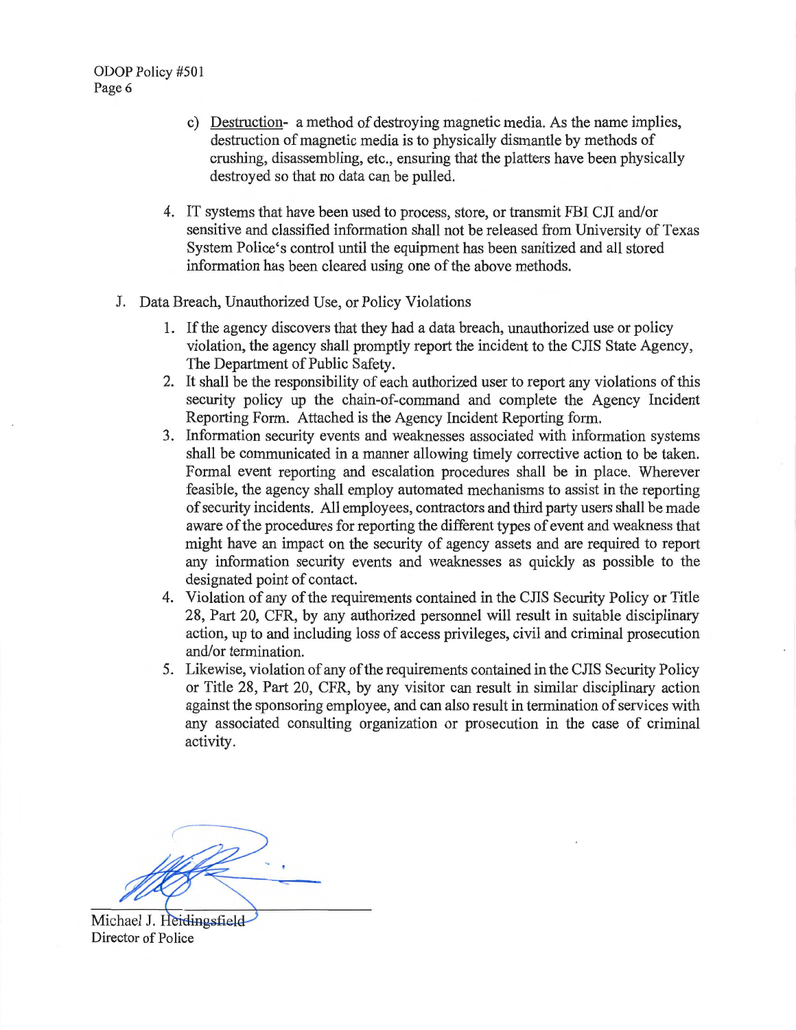c) Destruction- a method of destroying magnetic media. As the name implies, destruction of magnetic media is to physically dismantle by methods of crushing, disassembling, etc., ensuring that the platters have been physically destroyed so that no data can be pulled.

4. IT systems that have been used to process, store, or transmit FBI CJI and/or sensitive and classified information shall not be released from University of Texas System Police's control until the equipment has been sanitized and all stored information has been cleared using one of the above methods.

J. Data Breach, Unauthorized Use, or Policy Violations

1. If the agency discovers that they had a data breach, unauthorized use or policy violation, the agency shall promptly report the incident to the CJIS State Agency, The Department of Public Safety.
2. It shall be the responsibility of each authorized user to report any violations of this security policy up the chain-of-command and complete the Agency Incident Reporting Form. Attached is the Agency Incident Reporting form.
3. Information security events and weaknesses associated with information systems shall be communicated in a manner allowing timely corrective action to be taken. Formal event reporting and escalation procedures shall be in place. Wherever feasible, the agency shall employ automated mechanisms to assist in the reporting of security incidents. All employees, contractors and third party users shall be made aware of the procedures for reporting the different types of event and weakness that might have an impact on the security of agency assets and are required to report any information security events and weaknesses as quickly as possible to the designated point of contact.
4. Violation of any of the requirements contained in the CJIS Security Policy or Title 28, Part 20, CFR, by any authorized personnel will result in suitable disciplinary action, up to and including loss of access privileges, civil and criminal prosecution and/or termination.
5. Likewise, violation of any of the requirements contained in the CJIS Security Policy or Title 28, Part 20, CFR, by any visitor can result in similar disciplinary action against the sponsoring employee, and can also result in termination of services with any associated consulting organization or prosecution in the case of criminal activity.

Michael J. Heidingsfield
Director of Police